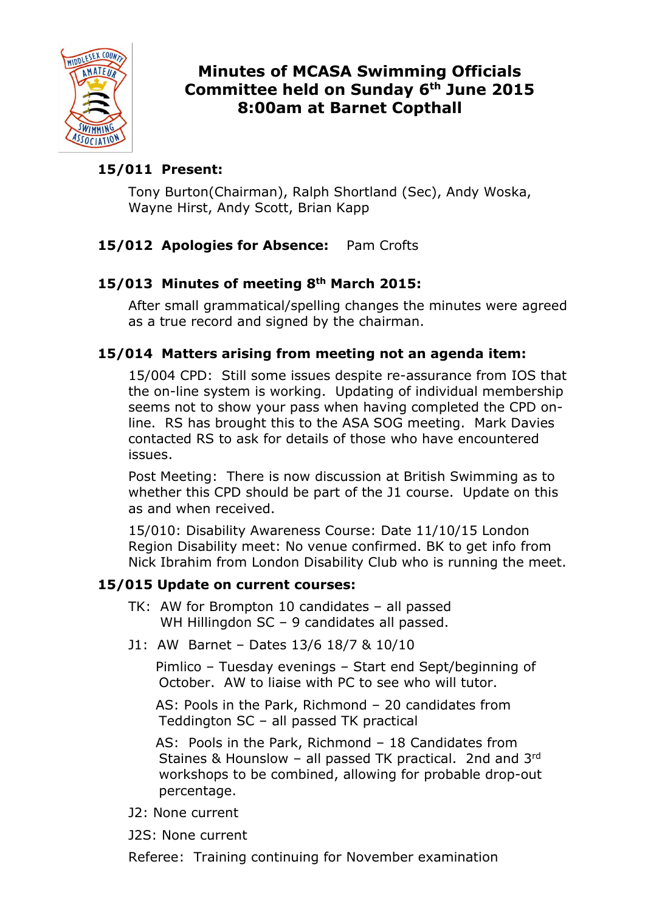# Minutes of MCASA Swimming Officials Committee held on Sunday 6th June 2015 8:00am at Barnet Copthall

## 15/011 Present:

Tony Burton(Chairman), Ralph Shortland (Sec), Andy Woska, Wayne Hirst, Andy Scott, Brian Kapp

## 15/012 Apologies for Absence: Pam Crofts

## 15/013 Minutes of meeting 8th March 2015:

After small grammatical/spelling changes the minutes were agreed as a true record and signed by the chairman.

## 15/014 Matters arising from meeting not an agenda item:

15/004 CPD: Still some issues despite re-assurance from IOS that the on-line system is working. Updating of individual membership seems not to show your pass when having completed the CPD on-line. RS has brought this to the ASA SOG meeting. Mark Davies contacted RS to ask for details of those who have encountered issues.

Post Meeting: There is now discussion at British Swimming as to whether this CPD should be part of the J1 course. Update on this as and when received.

15/010: Disability Awareness Course: Date 11/10/15 London Region Disability meet: No venue confirmed. BK to get info from Nick Ibrahim from London Disability Club who is running the meet.

## 15/015 Update on current courses:

TK: AW for Brompton 10 candidates – all passed
WH Hillingdon SC – 9 candidates all passed.

J1: AW Barnet – Dates 13/6 18/7 & 10/10

Pimlico – Tuesday evenings – Start end Sept/beginning of October. AW to liaise with PC to see who will tutor.

AS: Pools in the Park, Richmond – 20 candidates from Teddington SC – all passed TK practical

AS: Pools in the Park, Richmond – 18 Candidates from Staines & Hounslow – all passed TK practical. 2nd and 3rd workshops to be combined, allowing for probable drop-out percentage.

J2: None current

J2S: None current

Referee: Training continuing for November examination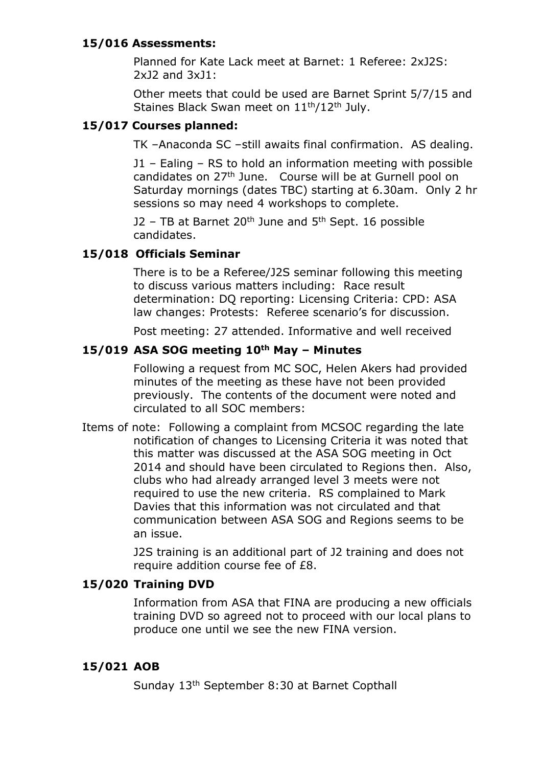### 15/016 Assessments:

Planned for Kate Lack meet at Barnet: 1 Referee: 2xJ2S: 2xJ2 and 3xJ1:

Other meets that could be used are Barnet Sprint 5/7/15 and Staines Black Swan meet on 11th/12th July.

### 15/017 Courses planned:

TK –Anaconda SC –still awaits final confirmation. AS dealing.

J1 – Ealing – RS to hold an information meeting with possible candidates on 27th June. Course will be at Gurnell pool on Saturday mornings (dates TBC) starting at 6.30am. Only 2 hr sessions so may need 4 workshops to complete.

J2 – TB at Barnet 20th June and 5th Sept. 16 possible candidates.

### 15/018 Officials Seminar

There is to be a Referee/J2S seminar following this meeting to discuss various matters including: Race result determination: DQ reporting: Licensing Criteria: CPD: ASA law changes: Protests: Referee scenario's for discussion.

Post meeting: 27 attended. Informative and well received

### 15/019 ASA SOG meeting 10th May – Minutes

Following a request from MC SOC, Helen Akers had provided minutes of the meeting as these have not been provided previously. The contents of the document were noted and circulated to all SOC members:

Items of note: Following a complaint from MCSOC regarding the late notification of changes to Licensing Criteria it was noted that this matter was discussed at the ASA SOG meeting in Oct 2014 and should have been circulated to Regions then. Also, clubs who had already arranged level 3 meets were not required to use the new criteria. RS complained to Mark Davies that this information was not circulated and that communication between ASA SOG and Regions seems to be an issue.

J2S training is an additional part of J2 training and does not require addition course fee of £8.

### 15/020 Training DVD

Information from ASA that FINA are producing a new officials training DVD so agreed not to proceed with our local plans to produce one until we see the new FINA version.

### 15/021 AOB

Sunday 13th September 8:30 at Barnet Copthall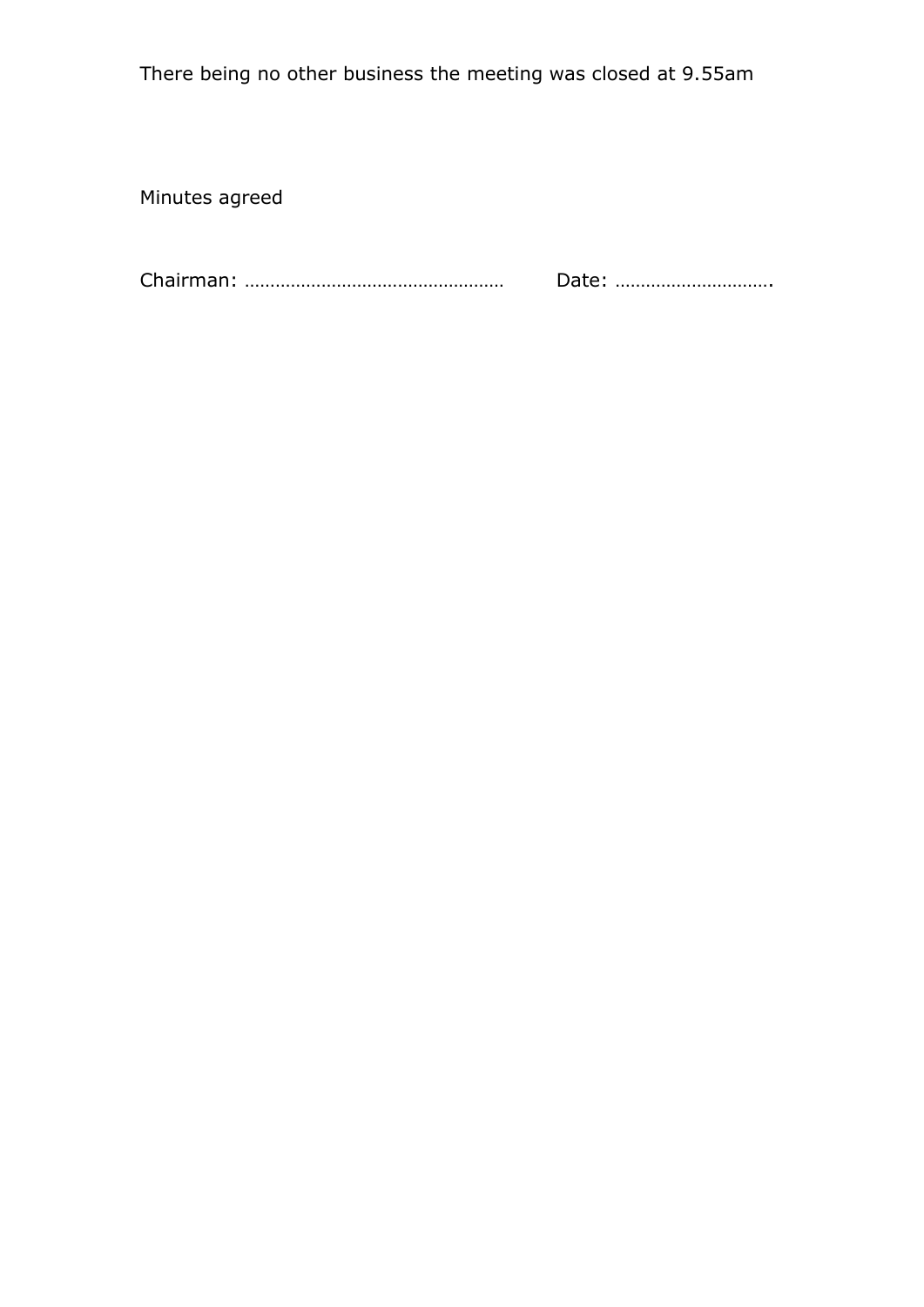There being no other business the meeting was closed at 9.55am

Minutes agreed

Chairman: …………………………………………… Date: ………………………….